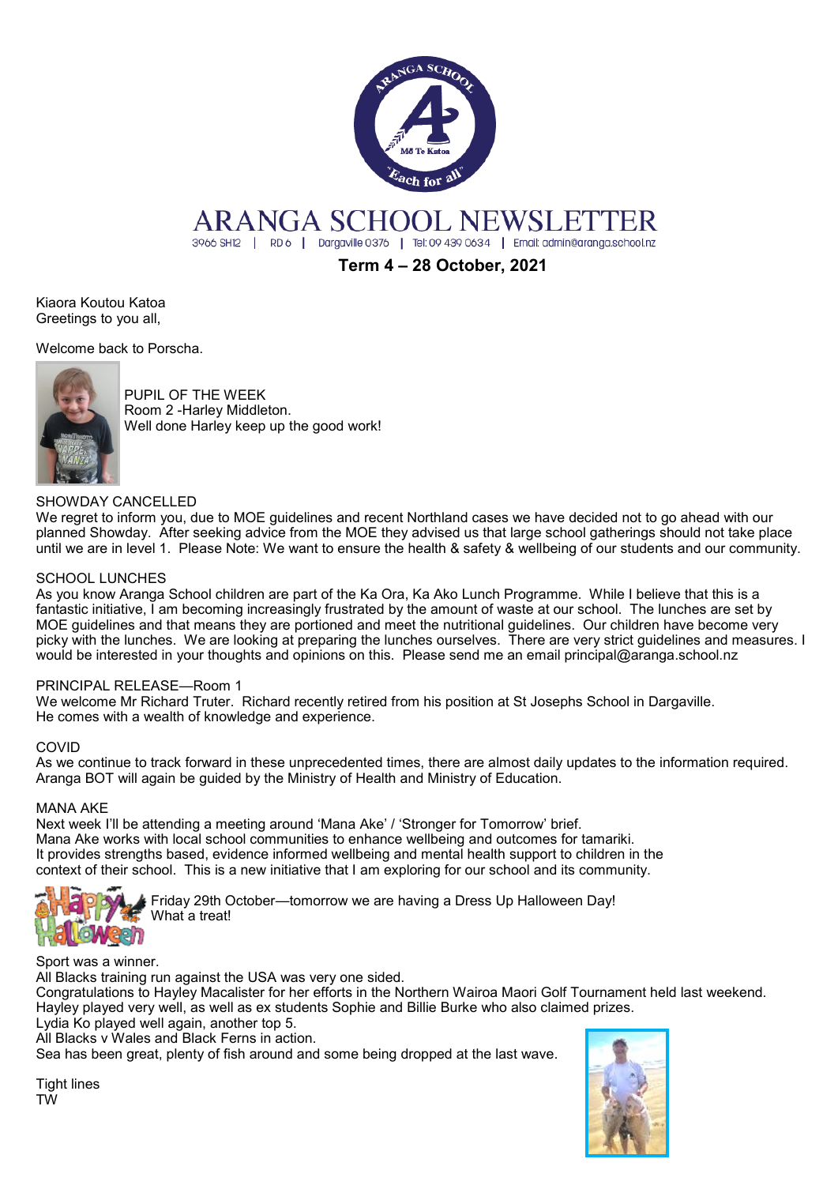# ARANGA SCHOOL NEWSLETTER

3966 SH12 | RD 6 | Dargaville 0376 | Tel: 09 439 0634 | Email: admin@aranga.school.nz

**Term 4 – 28 October, 2021**

Kiaora Koutou Katoa
Greetings to you all,

Welcome back to Porscha.

PUPIL OF THE WEEK
Room 2 -Harley Middleton.
Well done Harley keep up the good work!

SHOWDAY CANCELLED
We regret to inform you, due to MOE guidelines and recent Northland cases we have decided not to go ahead with our planned Showday. After seeking advice from the MOE they advised us that large school gatherings should not take place until we are in level 1. Please Note: We want to ensure the health & safety & wellbeing of our students and our community.

SCHOOL LUNCHES
As you know Aranga School children are part of the Ka Ora, Ka Ako Lunch Programme. While I believe that this is a fantastic initiative, I am becoming increasingly frustrated by the amount of waste at our school. The lunches are set by MOE guidelines and that means they are portioned and meet the nutritional guidelines. Our children have become very picky with the lunches. We are looking at preparing the lunches ourselves. There are very strict guidelines and measures. I would be interested in your thoughts and opinions on this. Please send me an email principal@aranga.school.nz

PRINCIPAL RELEASE—Room 1
We welcome Mr Richard Truter. Richard recently retired from his position at St Josephs School in Dargaville.
He comes with a wealth of knowledge and experience.

COVID
As we continue to track forward in these unprecedented times, there are almost daily updates to the information required. Aranga BOT will again be guided by the Ministry of Health and Ministry of Education.

MANA AKE
Next week I'll be attending a meeting around 'Mana Ake' / 'Stronger for Tomorrow' brief.
Mana Ake works with local school communities to enhance wellbeing and outcomes for tamariki.
It provides strengths based, evidence informed wellbeing and mental health support to children in the context of their school. This is a new initiative that I am exploring for our school and its community.

Friday 29th October—tomorrow we are having a Dress Up Halloween Day!
What a treat!

Sport was a winner.
All Blacks training run against the USA was very one sided.
Congratulations to Hayley Macalister for her efforts in the Northern Wairoa Maori Golf Tournament held last weekend.
Hayley played very well, as well as ex students Sophie and Billie Burke who also claimed prizes.
Lydia Ko played well again, another top 5.
All Blacks v Wales and Black Ferns in action.
Sea has been great, plenty of fish around and some being dropped at the last wave.

Tight lines
TW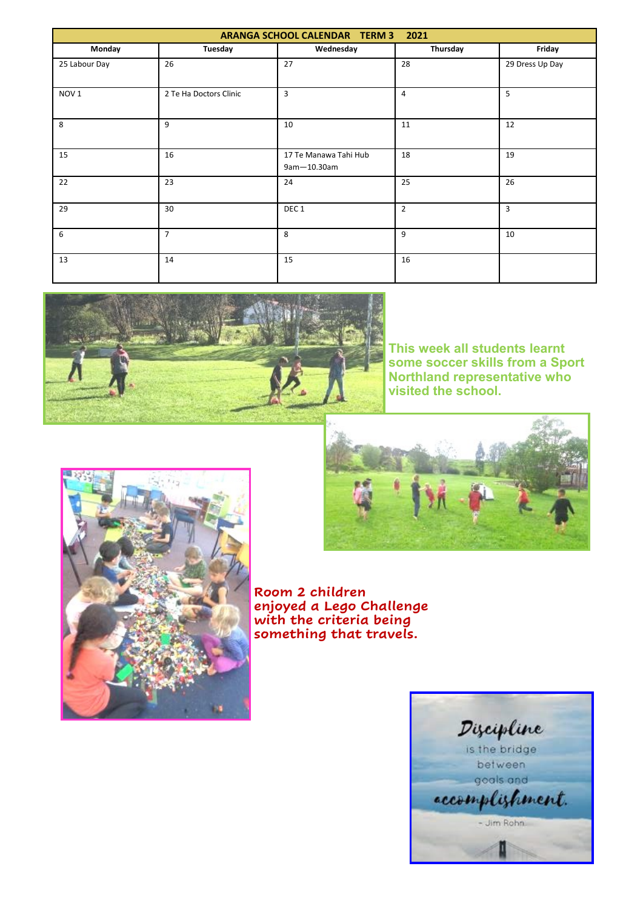| ARANGA SCHOOL CALENDAR TERM 3 2021 | | | | |
|---|---|---|---|---|
| Monday | Tuesday | Wednesday | Thursday | Friday |
| 25 Labour Day | 26 | 27 | 28 | 29 Dress Up Day |
| NOV 1 | 2 Te Ha Doctors Clinic | 3 | 4 | 5 |
| 8 | 9 | 10 | 11 | 12 |
| 15 | 16 | 17 Te Manawa Tahi Hub 9am—10.30am | 18 | 19 |
| 22 | 23 | 24 | 25 | 26 |
| 29 | 30 | DEC 1 | 2 | 3 |
| 6 | 7 | 8 | 9 | 10 |
| 13 | 14 | 15 | 16 | |

**This week all students learnt some soccer skills from a Sport Northland representative who visited the school.**

**Room 2 children enjoyed a Lego Challenge with the criteria being something that travels.**

*Discipline* is the bridge between goals and *accomplishment.*

- Jim Rohn